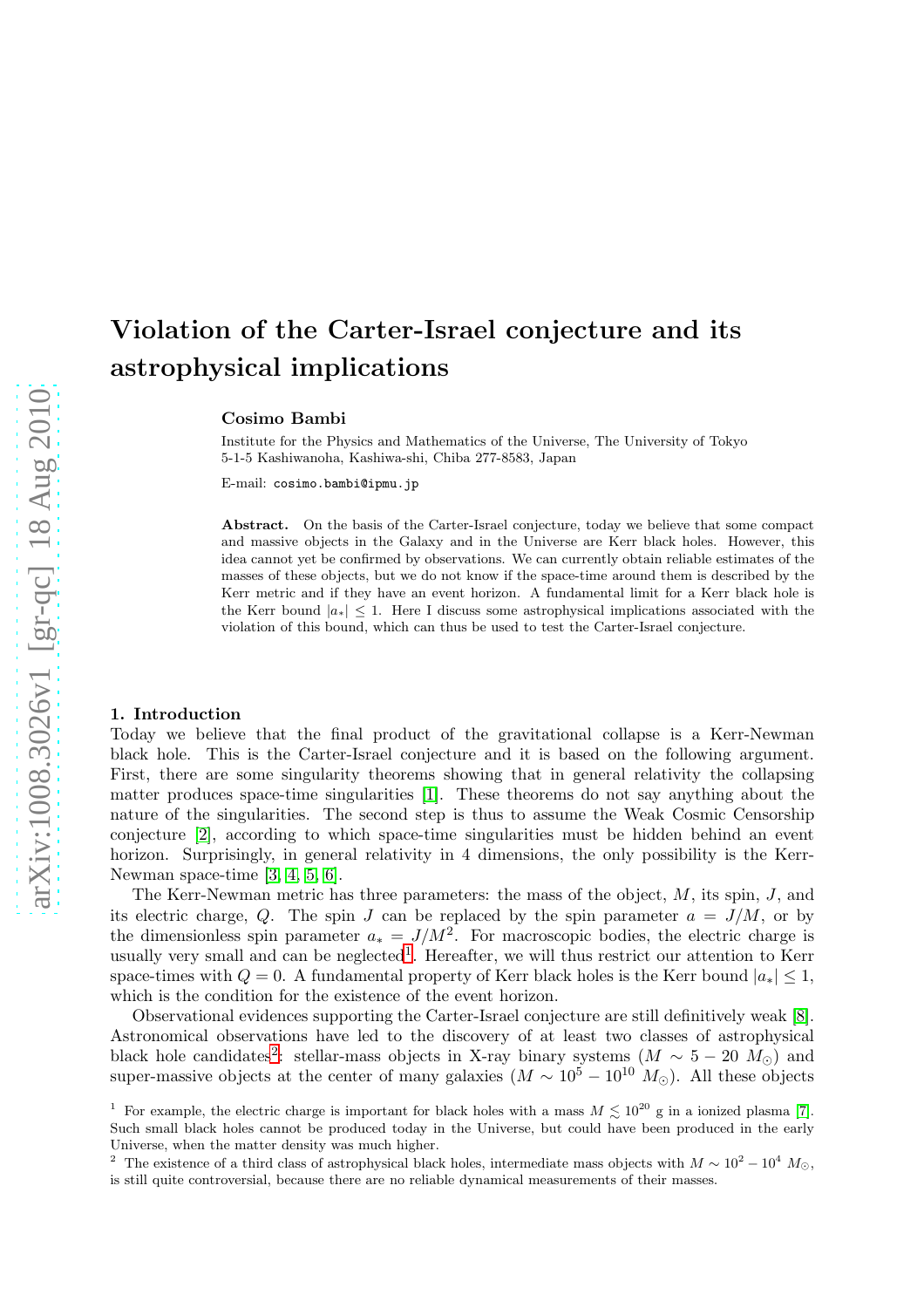# Violation of the Carter-Israel conjecture and its astrophysical implications

**Cosimo Bambi**

Institute for the Physics and Mathematics of the Universe, The University of Tokyo
5-1-5 Kashiwanoha, Kashiwa-shi, Chiba 277-8583, Japan

E-mail: `cosimo.bambi@ipmu.jp`

**Abstract.** On the basis of the Carter-Israel conjecture, today we believe that some compact and massive objects in the Galaxy and in the Universe are Kerr black holes. However, this idea cannot yet be confirmed by observations. We can currently obtain reliable estimates of the masses of these objects, but we do not know if the space-time around them is described by the Kerr metric and if they have an event horizon. A fundamental limit for a Kerr black hole is the Kerr bound $|a_*| \le 1$. Here I discuss some astrophysical implications associated with the violation of this bound, which can thus be used to test the Carter-Israel conjecture.

## 1. Introduction

Today we believe that the final product of the gravitational collapse is a Kerr-Newman black hole. This is the Carter-Israel conjecture and it is based on the following argument. First, there are some singularity theorems showing that in general relativity the collapsing matter produces space-time singularities [1]. These theorems do not say anything about the nature of the singularities. The second step is thus to assume the Weak Cosmic Censorship conjecture [2], according to which space-time singularities must be hidden behind an event horizon. Surprisingly, in general relativity in 4 dimensions, the only possibility is the Kerr-Newman space-time [3, 4, 5, 6].

The Kerr-Newman metric has three parameters: the mass of the object, $M$, its spin, $J$, and its electric charge, $Q$. The spin $J$ can be replaced by the spin parameter $a = J/M$, or by the dimensionless spin parameter $a_* = J/M^2$. For macroscopic bodies, the electric charge is usually very small and can be neglected[1]. Hereafter, we will thus restrict our attention to Kerr space-times with $Q = 0$. A fundamental property of Kerr black holes is the Kerr bound $|a_*| \le 1$, which is the condition for the existence of the event horizon.

Observational evidences supporting the Carter-Israel conjecture are still definitively weak [8]. Astronomical observations have led to the discovery of at least two classes of astrophysical black hole candidates[2]: stellar-mass objects in X-ray binary systems ($M \sim 5 - 20$ $M_\odot$) and super-massive objects at the center of many galaxies ($M \sim 10^5 - 10^{10}$ $M_\odot$). All these objects

[1] For example, the electric charge is important for black holes with a mass $M \lesssim 10^{20}$ g in a ionized plasma [7]. Such small black holes cannot be produced today in the Universe, but could have been produced in the early Universe, when the matter density was much higher.

[2] The existence of a third class of astrophysical black holes, intermediate mass objects with $M \sim 10^2 - 10^4$ $M_\odot$, is still quite controversial, because there are no reliable dynamical measurements of their masses.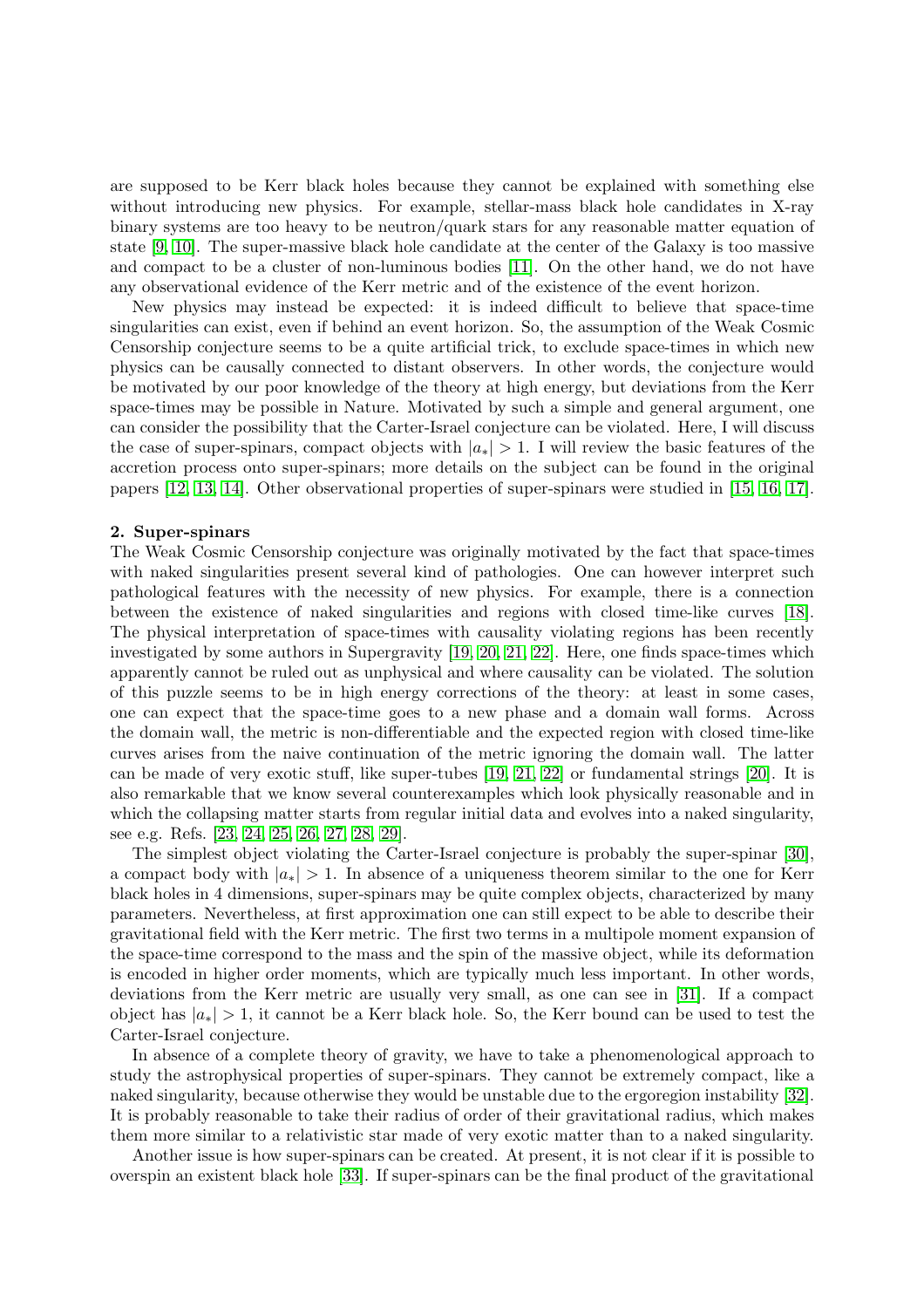are supposed to be Kerr black holes because they cannot be explained with something else without introducing new physics. For example, stellar-mass black hole candidates in X-ray binary systems are too heavy to be neutron/quark stars for any reasonable matter equation of state [9, 10]. The super-massive black hole candidate at the center of the Galaxy is too massive and compact to be a cluster of non-luminous bodies [11]. On the other hand, we do not have any observational evidence of the Kerr metric and of the existence of the event horizon.

New physics may instead be expected: it is indeed difficult to believe that space-time singularities can exist, even if behind an event horizon. So, the assumption of the Weak Cosmic Censorship conjecture seems to be a quite artificial trick, to exclude space-times in which new physics can be causally connected to distant observers. In other words, the conjecture would be motivated by our poor knowledge of the theory at high energy, but deviations from the Kerr space-times may be possible in Nature. Motivated by such a simple and general argument, one can consider the possibility that the Carter-Israel conjecture can be violated. Here, I will discuss the case of super-spinars, compact objects with $|a_*| > 1$. I will review the basic features of the accretion process onto super-spinars; more details on the subject can be found in the original papers [12, 13, 14]. Other observational properties of super-spinars were studied in [15, 16, 17].

## 2. Super-spinars

The Weak Cosmic Censorship conjecture was originally motivated by the fact that space-times with naked singularities present several kind of pathologies. One can however interpret such pathological features with the necessity of new physics. For example, there is a connection between the existence of naked singularities and regions with closed time-like curves [18]. The physical interpretation of space-times with causality violating regions has been recently investigated by some authors in Supergravity [19, 20, 21, 22]. Here, one finds space-times which apparently cannot be ruled out as unphysical and where causality can be violated. The solution of this puzzle seems to be in high energy corrections of the theory: at least in some cases, one can expect that the space-time goes to a new phase and a domain wall forms. Across the domain wall, the metric is non-differentiable and the expected region with closed time-like curves arises from the naive continuation of the metric ignoring the domain wall. The latter can be made of very exotic stuff, like super-tubes [19, 21, 22] or fundamental strings [20]. It is also remarkable that we know several counterexamples which look physically reasonable and in which the collapsing matter starts from regular initial data and evolves into a naked singularity, see e.g. Refs. [23, 24, 25, 26, 27, 28, 29].

The simplest object violating the Carter-Israel conjecture is probably the super-spinar [30], a compact body with $|a_*| > 1$. In absence of a uniqueness theorem similar to the one for Kerr black holes in 4 dimensions, super-spinars may be quite complex objects, characterized by many parameters. Nevertheless, at first approximation one can still expect to be able to describe their gravitational field with the Kerr metric. The first two terms in a multipole moment expansion of the space-time correspond to the mass and the spin of the massive object, while its deformation is encoded in higher order moments, which are typically much less important. In other words, deviations from the Kerr metric are usually very small, as one can see in [31]. If a compact object has $|a_*| > 1$, it cannot be a Kerr black hole. So, the Kerr bound can be used to test the Carter-Israel conjecture.

In absence of a complete theory of gravity, we have to take a phenomenological approach to study the astrophysical properties of super-spinars. They cannot be extremely compact, like a naked singularity, because otherwise they would be unstable due to the ergoregion instability [32]. It is probably reasonable to take their radius of order of their gravitational radius, which makes them more similar to a relativistic star made of very exotic matter than to a naked singularity.

Another issue is how super-spinars can be created. At present, it is not clear if it is possible to overspin an existent black hole [33]. If super-spinars can be the final product of the gravitational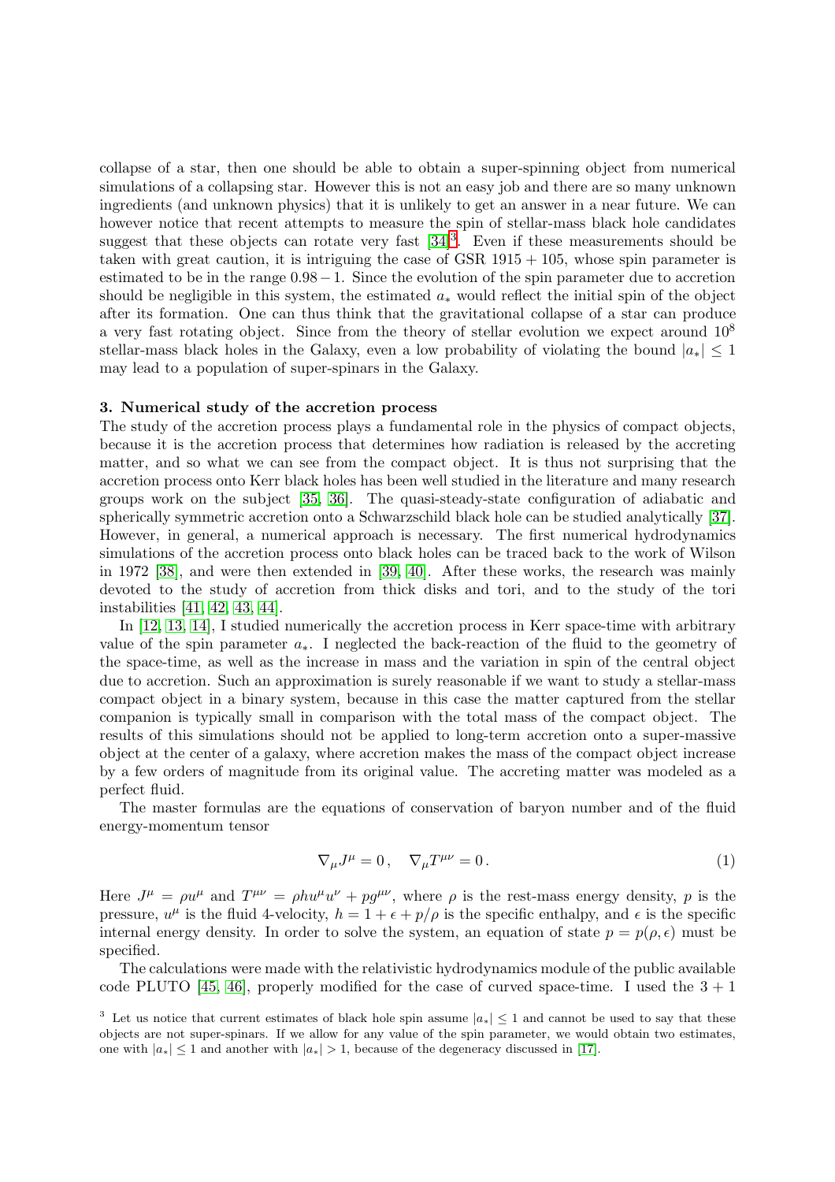collapse of a star, then one should be able to obtain a super-spinning object from numerical simulations of a collapsing star. However this is not an easy job and there are so many unknown ingredients (and unknown physics) that it is unlikely to get an answer in a near future. We can however notice that recent attempts to measure the spin of stellar-mass black hole candidates suggest that these objects can rotate very fast [34][3]. Even if these measurements should be taken with great caution, it is intriguing the case of GSR $1915 + 105$, whose spin parameter is estimated to be in the range $0.98 - 1$. Since the evolution of the spin parameter due to accretion should be negligible in this system, the estimated $a_*$ would reflect the initial spin of the object after its formation. One can thus think that the gravitational collapse of a star can produce a very fast rotating object. Since from the theory of stellar evolution we expect around $10^8$ stellar-mass black holes in the Galaxy, even a low probability of violating the bound $|a_*| \le 1$ may lead to a population of super-spinars in the Galaxy.

## 3. Numerical study of the accretion process

The study of the accretion process plays a fundamental role in the physics of compact objects, because it is the accretion process that determines how radiation is released by the accreting matter, and so what we can see from the compact object. It is thus not surprising that the accretion process onto Kerr black holes has been well studied in the literature and many research groups work on the subject [35, 36]. The quasi-steady-state configuration of adiabatic and spherically symmetric accretion onto a Schwarzschild black hole can be studied analytically [37]. However, in general, a numerical approach is necessary. The first numerical hydrodynamics simulations of the accretion process onto black holes can be traced back to the work of Wilson in 1972 [38], and were then extended in [39, 40]. After these works, the research was mainly devoted to the study of accretion from thick disks and tori, and to the study of the tori instabilities [41, 42, 43, 44].

In [12, 13, 14], I studied numerically the accretion process in Kerr space-time with arbitrary value of the spin parameter $a_*$. I neglected the back-reaction of the fluid to the geometry of the space-time, as well as the increase in mass and the variation in spin of the central object due to accretion. Such an approximation is surely reasonable if we want to study a stellar-mass compact object in a binary system, because in this case the matter captured from the stellar companion is typically small in comparison with the total mass of the compact object. The results of this simulations should not be applied to long-term accretion onto a super-massive object at the center of a galaxy, where accretion makes the mass of the compact object increase by a few orders of magnitude from its original value. The accreting matter was modeled as a perfect fluid.

The master formulas are the equations of conservation of baryon number and of the fluid energy-momentum tensor

$$\nabla_\mu J^\mu = 0 \, , \quad \nabla_\mu T^{\mu\nu} = 0 \, . \tag{1}$$

Here $J^\mu = \rho u^\mu$ and $T^{\mu\nu} = \rho h u^\mu u^\nu + p g^{\mu\nu}$, where $\rho$ is the rest-mass energy density, $p$ is the pressure, $u^\mu$ is the fluid 4-velocity, $h = 1 + \epsilon + p/\rho$ is the specific enthalpy, and $\epsilon$ is the specific internal energy density. In order to solve the system, an equation of state $p = p(\rho, \epsilon)$ must be specified.

The calculations were made with the relativistic hydrodynamics module of the public available code PLUTO [45, 46], properly modified for the case of curved space-time. I used the $3 + 1$

[3] Let us notice that current estimates of black hole spin assume $|a_*| \le 1$ and cannot be used to say that these objects are not super-spinars. If we allow for any value of the spin parameter, we would obtain two estimates, one with $|a_*| \le 1$ and another with $|a_*| > 1$, because of the degeneracy discussed in [17].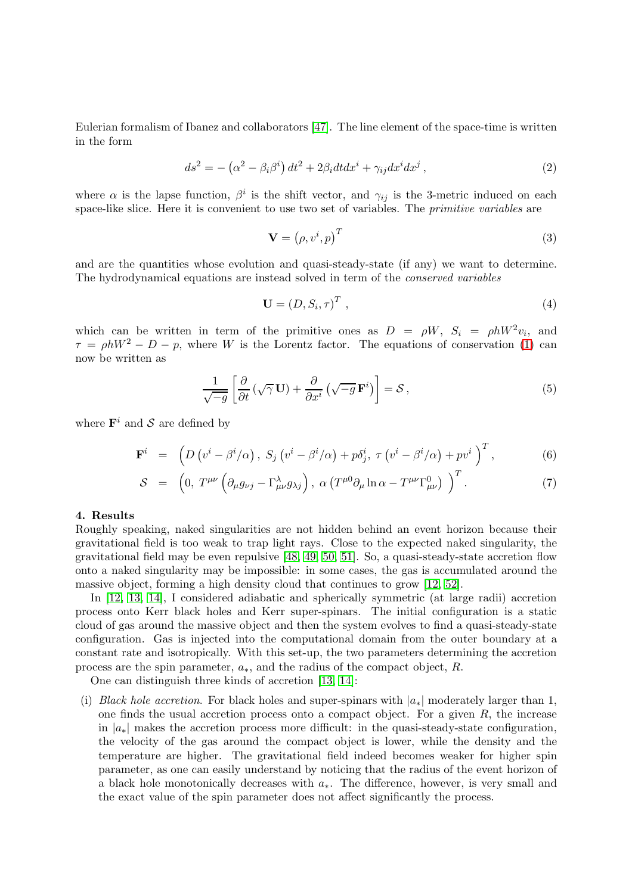Eulerian formalism of Ibanez and collaborators [47]. The line element of the space-time is written in the form

$$ds^2 = -\left(\alpha^2 - \beta_i\beta^i\right)dt^2 + 2\beta_i dt dx^i + \gamma_{ij}dx^i dx^j\,, \tag{2}$$

where $\alpha$ is the lapse function, $\beta^i$ is the shift vector, and $\gamma_{ij}$ is the 3-metric induced on each space-like slice. Here it is convenient to use two set of variables. The *primitive variables* are

$$\mathbf{V} = \left(\rho, v^i, p\right)^T \tag{3}$$

and are the quantities whose evolution and quasi-steady-state (if any) we want to determine. The hydrodynamical equations are instead solved in term of the *conserved variables*

$$\mathbf{U} = \left(D, S_i, \tau\right)^T\,, \tag{4}$$

which can be written in term of the primitive ones as $D = \rho W$, $S_i = \rho h W^2 v_i$, and $\tau = \rho h W^2 - D - p$, where $W$ is the Lorentz factor. The equations of conservation (1) can now be written as

$$\frac{1}{\sqrt{-g}}\left[\frac{\partial}{\partial t}\left(\sqrt{\gamma}\,\mathbf{U}\right) + \frac{\partial}{\partial x^i}\left(\sqrt{-g}\,\mathbf{F}^i\right)\right] = \mathcal{S}\,, \tag{5}$$

where $\mathbf{F}^i$ and $\mathcal{S}$ are defined by

$$\mathbf{F}^i = \Big(D\left(v^i - \beta^i/\alpha\right),\; S_j\left(v^i - \beta^i/\alpha\right) + p\delta^i_j,\; \tau\left(v^i - \beta^i/\alpha\right) + pv^i\Big)^T\,, \tag{6}$$

$$\mathcal{S} = \Big(0,\; T^{\mu\nu}\left(\partial_\mu g_{\nu j} - \Gamma^\lambda_{\mu\nu}g_{\lambda j}\right),\; \alpha\left(T^{\mu 0}\partial_\mu \ln\alpha - T^{\mu\nu}\Gamma^0_{\mu\nu}\right)\Big)^T\,. \tag{7}$$

## 4. Results

Roughly speaking, naked singularities are not hidden behind an event horizon because their gravitational field is too weak to trap light rays. Close to the expected naked singularity, the gravitational field may be even repulsive [48, 49, 50, 51]. So, a quasi-steady-state accretion flow onto a naked singularity may be impossible: in some cases, the gas is accumulated around the massive object, forming a high density cloud that continues to grow [12, 52].

In [12, 13, 14], I considered adiabatic and spherically symmetric (at large radii) accretion process onto Kerr black holes and Kerr super-spinars. The initial configuration is a static cloud of gas around the massive object and then the system evolves to find a quasi-steady-state configuration. Gas is injected into the computational domain from the outer boundary at a constant rate and isotropically. With this set-up, the two parameters determining the accretion process are the spin parameter, $a_*$, and the radius of the compact object, $R$.

One can distinguish three kinds of accretion [13, 14]:

(i) *Black hole accretion.* For black holes and super-spinars with $|a_*|$ moderately larger than 1, one finds the usual accretion process onto a compact object. For a given $R$, the increase in $|a_*|$ makes the accretion process more difficult: in the quasi-steady-state configuration, the velocity of the gas around the compact object is lower, while the density and the temperature are higher. The gravitational field indeed becomes weaker for higher spin parameter, as one can easily understand by noticing that the radius of the event horizon of a black hole monotonically decreases with $a_*$. The difference, however, is very small and the exact value of the spin parameter does not affect significantly the process.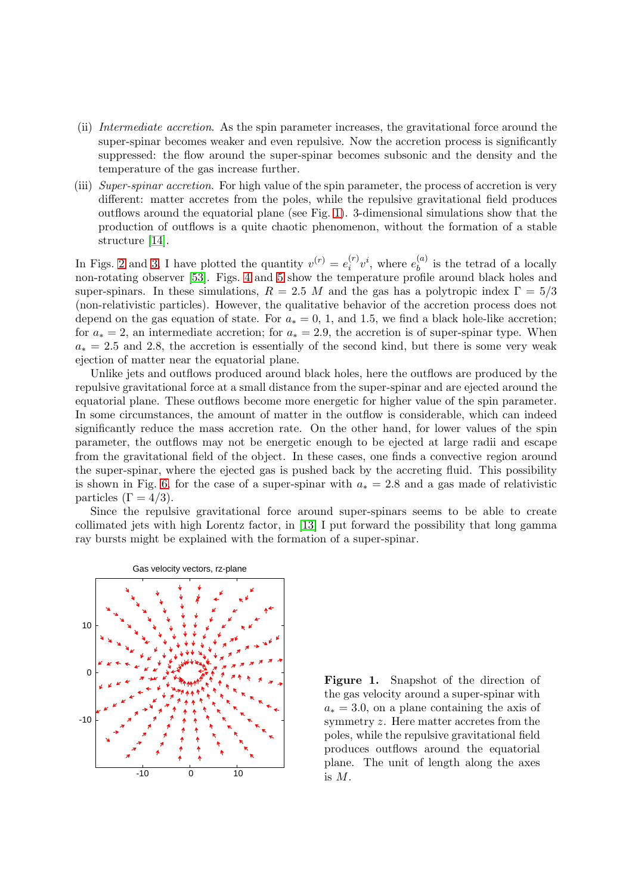(ii) *Intermediate accretion*. As the spin parameter increases, the gravitational force around the super-spinar becomes weaker and even repulsive. Now the accretion process is significantly suppressed: the flow around the super-spinar becomes subsonic and the density and the temperature of the gas increase further.

(iii) *Super-spinar accretion*. For high value of the spin parameter, the process of accretion is very different: matter accretes from the poles, while the repulsive gravitational field produces outflows around the equatorial plane (see Fig. 1). 3-dimensional simulations show that the production of outflows is a quite chaotic phenomenon, without the formation of a stable structure [14].

In Figs. 2 and 3, I have plotted the quantity $v^{(r)} = e^{(r)}_i v^i$, where $e^{(a)}_b$ is the tetrad of a locally non-rotating observer [53]. Figs. 4 and 5 show the temperature profile around black holes and super-spinars. In these simulations, $R = 2.5\ M$ and the gas has a polytropic index $\Gamma = 5/3$ (non-relativistic particles). However, the qualitative behavior of the accretion process does not depend on the gas equation of state. For $a_* = 0$, 1, and 1.5, we find a black hole-like accretion; for $a_* = 2$, an intermediate accretion; for $a_* = 2.9$, the accretion is of super-spinar type. When $a_* = 2.5$ and 2.8, the accretion is essentially of the second kind, but there is some very weak ejection of matter near the equatorial plane.

Unlike jets and outflows produced around black holes, here the outflows are produced by the repulsive gravitational force at a small distance from the super-spinar and are ejected around the equatorial plane. These outflows become more energetic for higher value of the spin parameter. In some circumstances, the amount of matter in the outflow is considerable, which can indeed significantly reduce the mass accretion rate. On the other hand, for lower values of the spin parameter, the outflows may not be energetic enough to be ejected at large radii and escape from the gravitational field of the object. In these cases, one finds a convective region around the super-spinar, where the ejected gas is pushed back by the accreting fluid. This possibility is shown in Fig. 6, for the case of a super-spinar with $a_* = 2.8$ and a gas made of relativistic particles ($\Gamma = 4/3$).

Since the repulsive gravitational force around super-spinars seems to be able to create collimated jets with high Lorentz factor, in [13] I put forward the possibility that long gamma ray bursts might be explained with the formation of a super-spinar.

**Figure 1.** Snapshot of the direction of the gas velocity around a super-spinar with $a_* = 3.0$, on a plane containing the axis of symmetry $z$. Here matter accretes from the poles, while the repulsive gravitational field produces outflows around the equatorial plane. The unit of length along the axes is $M$.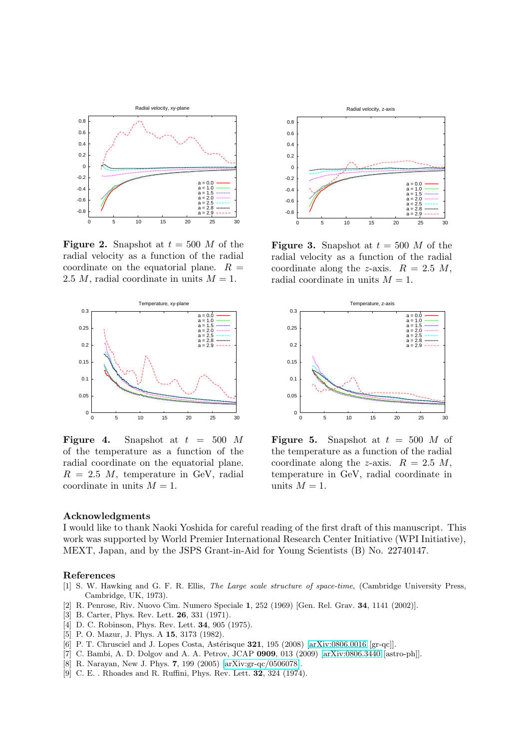**Figure 2.** Snapshot at $t = 500\ M$ of the radial velocity as a function of the radial coordinate on the equatorial plane. $R = 2.5\ M$, radial coordinate in units $M = 1$.

**Figure 3.** Snapshot at $t = 500\ M$ of the radial velocity as a function of the radial coordinate along the $z$-axis. $R = 2.5\ M$, radial coordinate in units $M = 1$.

**Figure 4.** Snapshot at $t = 500\ M$ of the temperature as a function of the radial coordinate on the equatorial plane. $R = 2.5\ M$, temperature in GeV, radial coordinate in units $M = 1$.

**Figure 5.** Snapshot at $t = 500\ M$ of the temperature as a function of the radial coordinate along the $z$-axis. $R = 2.5\ M$, temperature in GeV, radial coordinate in units $M = 1$.

## Acknowledgments

I would like to thank Naoki Yoshida for careful reading of the first draft of this manuscript. This work was supported by World Premier International Research Center Initiative (WPI Initiative), MEXT, Japan, and by the JSPS Grant-in-Aid for Young Scientists (B) No. 22740147.

## References

- [1] S. W. Hawking and G. F. R. Ellis, *The Large scale structure of space-time*, (Cambridge University Press, Cambridge, UK, 1973).
- [2] R. Penrose, Riv. Nuovo Cim. Numero Speciale **1**, 252 (1969) [Gen. Rel. Grav. **34**, 1141 (2002)].
- [3] B. Carter, Phys. Rev. Lett. **26**, 331 (1971).
- [4] D. C. Robinson, Phys. Rev. Lett. **34**, 905 (1975).
- [5] P. O. Mazur, J. Phys. A **15**, 3173 (1982).
- [6] P. T. Chrusciel and J. Lopes Costa, Astérisque **321**, 195 (2008) arXiv:0806.0016 [gr-qc].
- [7] C. Bambi, A. D. Dolgov and A. A. Petrov, JCAP **0909**, 013 (2009) arXiv:0806.3440 [astro-ph].
- [8] R. Narayan, New J. Phys. **7**, 199 (2005) arXiv:gr-qc/0506078.
- [9] C. E. . Rhoades and R. Ruffini, Phys. Rev. Lett. **32**, 324 (1974).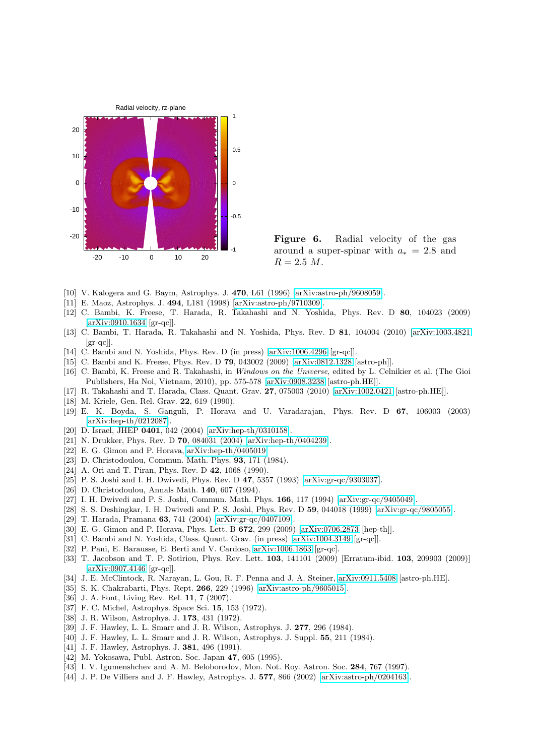**Figure 6.** Radial velocity of the gas around a super-spinar with $a_* = 2.8$ and $R = 2.5\ M$.

[10] V. Kalogera and G. Baym, Astrophys. J. **470**, L61 (1996) [arXiv:astro-ph/9608059].
[11] E. Maoz, Astrophys. J. **494**, L181 (1998) [arXiv:astro-ph/9710309].
[12] C. Bambi, K. Freese, T. Harada, R. Takahashi and N. Yoshida, Phys. Rev. D **80**, 104023 (2009) [arXiv:0910.1634 [gr-qc]].
[13] C. Bambi, T. Harada, R. Takahashi and N. Yoshida, Phys. Rev. D **81**, 104004 (2010) [arXiv:1003.4821 [gr-qc]].
[14] C. Bambi and N. Yoshida, Phys. Rev. D (in press) [arXiv:1006.4296 [gr-qc]].
[15] C. Bambi and K. Freese, Phys. Rev. D **79**, 043002 (2009) [arXiv:0812.1328 [astro-ph]].
[16] C. Bambi, K. Freese and R. Takahashi, in *Windows on the Universe*, edited by L. Celnikier et al. (The Gioi Publishers, Ha Noi, Vietnam, 2010), pp. 575-578 [arXiv:0908.3238 [astro-ph.HE]].
[17] R. Takahashi and T. Harada, Class. Quant. Grav. **27**, 075003 (2010) [arXiv:1002.0421 [astro-ph.HE]].
[18] M. Kriele, Gen. Rel. Grav. **22**, 619 (1990).
[19] E. K. Boyda, S. Ganguli, P. Horava and U. Varadarajan, Phys. Rev. D **67**, 106003 (2003) [arXiv:hep-th/0212087].
[20] D. Israel, JHEP **0401**, 042 (2004) [arXiv:hep-th/0310158].
[21] N. Drukker, Phys. Rev. D **70**, 084031 (2004) [arXiv:hep-th/0404239].
[22] E. G. Gimon and P. Horava, [arXiv:hep-th/0405019].
[23] D. Christodoulou, Commun. Math. Phys. **93**, 171 (1984).
[24] A. Ori and T. Piran, Phys. Rev. D **42**, 1068 (1990).
[25] P. S. Joshi and I. H. Dwivedi, Phys. Rev. D **47**, 5357 (1993) [arXiv:gr-qc/9303037].
[26] D. Christodoulou, Annals Math. **140**, 607 (1994).
[27] I. H. Dwivedi and P. S. Joshi, Commun. Math. Phys. **166**, 117 (1994) [arXiv:gr-qc/9405049].
[28] S. S. Deshingkar, I. H. Dwivedi and P. S. Joshi, Phys. Rev. D **59**, 044018 (1999) [arXiv:gr-qc/9805055].
[29] T. Harada, Pramana **63**, 741 (2004) [arXiv:gr-qc/0407109].
[30] E. G. Gimon and P. Horava, Phys. Lett. B **672**, 299 (2009) [arXiv:0706.2873 [hep-th]].
[31] C. Bambi and N. Yoshida, Class. Quant. Grav. (in press) [arXiv:1004.3149 [gr-qc]].
[32] P. Pani, E. Barausse, E. Berti and V. Cardoso, [arXiv:1006.1863 [gr-qc].
[33] T. Jacobson and T. P. Sotiriou, Phys. Rev. Lett. **103**, 141101 (2009) [Erratum-ibid. **103**, 209903 (2009)] [arXiv:0907.4146 [gr-qc]].
[34] J. E. McClintock, R. Narayan, L. Gou, R. F. Penna and J. A. Steiner, [arXiv:0911.5408 [astro-ph.HE].
[35] S. K. Chakrabarti, Phys. Rept. **266**, 229 (1996) [arXiv:astro-ph/9605015].
[36] J. A. Font, Living Rev. Rel. **11**, 7 (2007).
[37] F. C. Michel, Astrophys. Space Sci. **15**, 153 (1972).
[38] J. R. Wilson, Astrophys. J. **173**, 431 (1972).
[39] J. F. Hawley, L. L. Smarr and J. R. Wilson, Astrophys. J. **277**, 296 (1984).
[40] J. F. Hawley, L. L. Smarr and J. R. Wilson, Astrophys. J. Suppl. **55**, 211 (1984).
[41] J. F. Hawley, Astrophys. J. **381**, 496 (1991).
[42] M. Yokosawa, Publ. Astron. Soc. Japan **47**, 605 (1995).
[43] I. V. Igumenshchev and A. M. Beloborodov, Mon. Not. Roy. Astron. Soc. **284**, 767 (1997).
[44] J. P. De Villiers and J. F. Hawley, Astrophys. J. **577**, 866 (2002) [arXiv:astro-ph/0204163].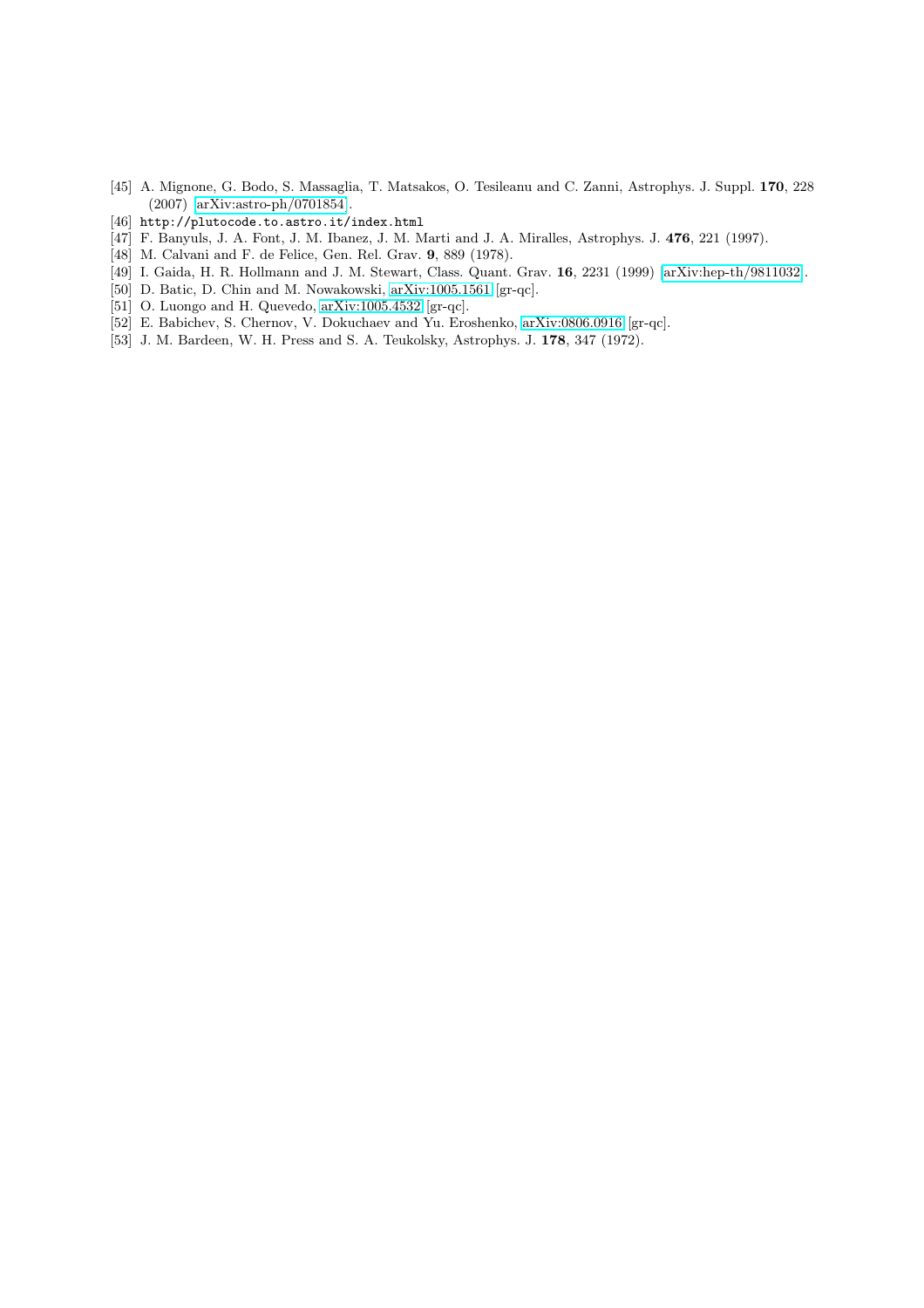[45] A. Mignone, G. Bodo, S. Massaglia, T. Matsakos, O. Tesileanu and C. Zanni, Astrophys. J. Suppl. **170**, 228 (2007) [arXiv:astro-ph/0701854].

[46] `http://plutocode.to.astro.it/index.html`

[47] F. Banyuls, J. A. Font, J. M. Ibanez, J. M. Marti and J. A. Miralles, Astrophys. J. **476**, 221 (1997).

[48] M. Calvani and F. de Felice, Gen. Rel. Grav. **9**, 889 (1978).

[49] I. Gaida, H. R. Hollmann and J. M. Stewart, Class. Quant. Grav. **16**, 2231 (1999) [arXiv:hep-th/9811032].

[50] D. Batic, D. Chin and M. Nowakowski, arXiv:1005.1561 [gr-qc].

[51] O. Luongo and H. Quevedo, arXiv:1005.4532 [gr-qc].

[52] E. Babichev, S. Chernov, V. Dokuchaev and Yu. Eroshenko, arXiv:0806.0916 [gr-qc].

[53] J. M. Bardeen, W. H. Press and S. A. Teukolsky, Astrophys. J. **178**, 347 (1972).